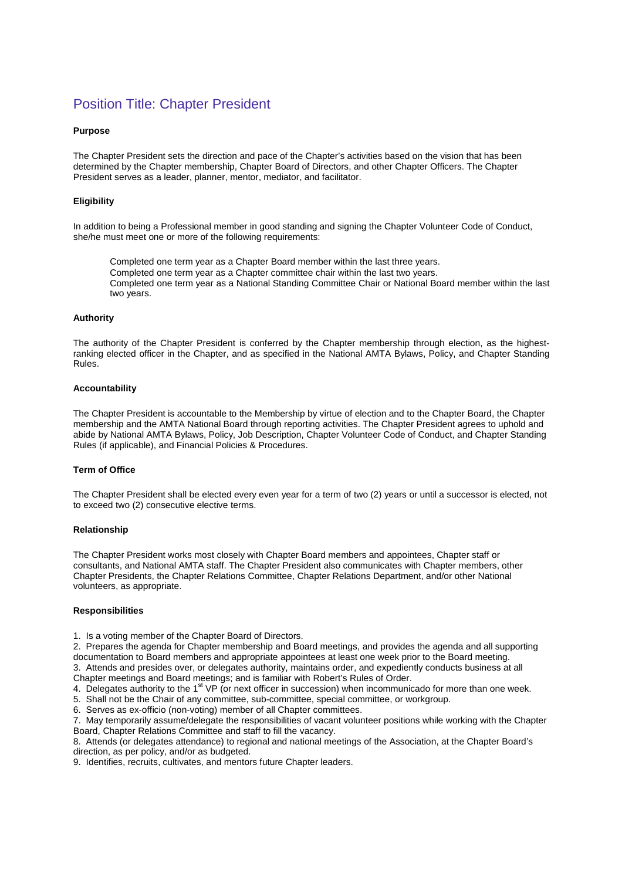# Position Title: Chapter President

## Purpose

The Chapter President sets the direction and pace of the Chapter's activities based on the vision that has been determined by the Chapter membership, Chapter Board of Directors, and other Chapter Officers. The Chapter President serves as a leader, planner, mentor, mediator, and facilitator.

## Eligibility

In addition to being a Professional member in good standing and signing the Chapter Volunteer Code of Conduct, she/he must meet one or more of the following requirements:

- Completed one term year as a Chapter Board member within the last three years.
- Completed one term year as a Chapter committee chair within the last two years.
- Completed one term year as a National Standing Committee Chair or National Board member within the last two years.

## Authority

The authority of the Chapter President is conferred by the Chapter membership through election, as the highest-ranking elected officer in the Chapter, and as specified in the National AMTA Bylaws, Policy, and Chapter Standing Rules.

## Accountability

The Chapter President is accountable to the Membership by virtue of election and to the Chapter Board, the Chapter membership and the AMTA National Board through reporting activities. The Chapter President agrees to uphold and abide by National AMTA Bylaws, Policy, Job Description, Chapter Volunteer Code of Conduct, and Chapter Standing Rules (if applicable), and Financial Policies & Procedures.

## Term of Office

The Chapter President shall be elected every even year for a term of two (2) years or until a successor is elected, not to exceed two (2) consecutive elective terms.

## Relationship

The Chapter President works most closely with Chapter Board members and appointees, Chapter staff or consultants, and National AMTA staff. The Chapter President also communicates with Chapter members, other Chapter Presidents, the Chapter Relations Committee, Chapter Relations Department, and/or other National volunteers, as appropriate.

## Responsibilities

1. Is a voting member of the Chapter Board of Directors.
2. Prepares the agenda for Chapter membership and Board meetings, and provides the agenda and all supporting documentation to Board members and appropriate appointees at least one week prior to the Board meeting.
3. Attends and presides over, or delegates authority, maintains order, and expediently conducts business at all Chapter meetings and Board meetings; and is familiar with Robert's Rules of Order.
4. Delegates authority to the 1st VP (or next officer in succession) when incommunicado for more than one week.
5. Shall not be the Chair of any committee, sub-committee, special committee, or workgroup.
6. Serves as ex-officio (non-voting) member of all Chapter committees.
7. May temporarily assume/delegate the responsibilities of vacant volunteer positions while working with the Chapter Board, Chapter Relations Committee and staff to fill the vacancy.
8. Attends (or delegates attendance) to regional and national meetings of the Association, at the Chapter Board's direction, as per policy, and/or as budgeted.
9. Identifies, recruits, cultivates, and mentors future Chapter leaders.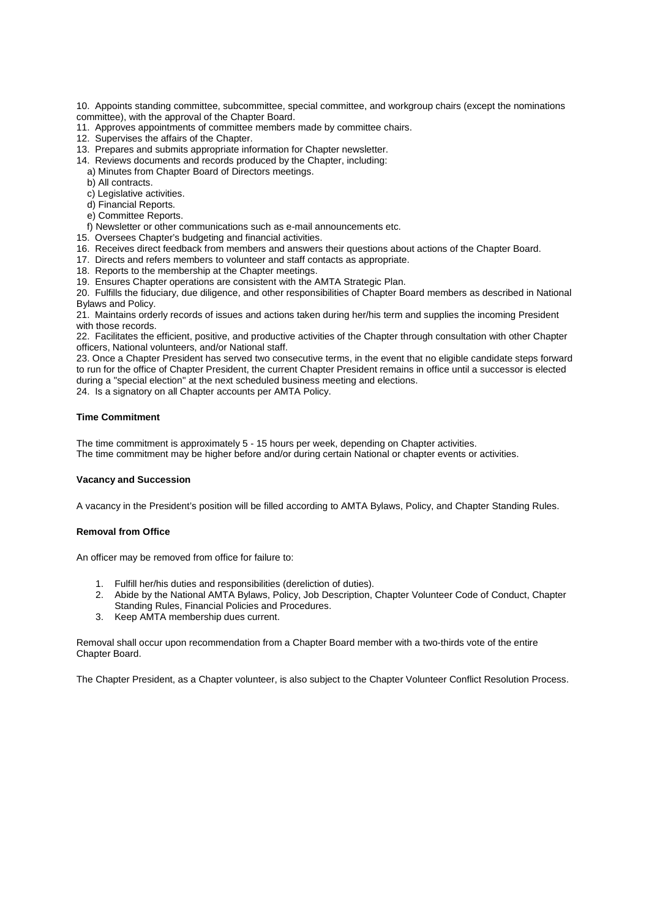10. Appoints standing committee, subcommittee, special committee, and workgroup chairs (except the nominations committee), with the approval of the Chapter Board.
11. Approves appointments of committee members made by committee chairs.
12. Supervises the affairs of the Chapter.
13. Prepares and submits appropriate information for Chapter newsletter.
14. Reviews documents and records produced by the Chapter, including:
    a) Minutes from Chapter Board of Directors meetings.
    b) All contracts.
    c) Legislative activities.
    d) Financial Reports.
    e) Committee Reports.
    f) Newsletter or other communications such as e-mail announcements etc.
15. Oversees Chapter's budgeting and financial activities.
16. Receives direct feedback from members and answers their questions about actions of the Chapter Board.
17. Directs and refers members to volunteer and staff contacts as appropriate.
18. Reports to the membership at the Chapter meetings.
19. Ensures Chapter operations are consistent with the AMTA Strategic Plan.
20. Fulfills the fiduciary, due diligence, and other responsibilities of Chapter Board members as described in National Bylaws and Policy.
21. Maintains orderly records of issues and actions taken during her/his term and supplies the incoming President with those records.
22. Facilitates the efficient, positive, and productive activities of the Chapter through consultation with other Chapter officers, National volunteers, and/or National staff.
23. Once a Chapter President has served two consecutive terms, in the event that no eligible candidate steps forward to run for the office of Chapter President, the current Chapter President remains in office until a successor is elected during a "special election" at the next scheduled business meeting and elections.
24. Is a signatory on all Chapter accounts per AMTA Policy.

**Time Commitment**

The time commitment is approximately 5 - 15 hours per week, depending on Chapter activities.
The time commitment may be higher before and/or during certain National or chapter events or activities.

**Vacancy and Succession**

A vacancy in the President's position will be filled according to AMTA Bylaws, Policy, and Chapter Standing Rules.

**Removal from Office**

An officer may be removed from office for failure to:

1. Fulfill her/his duties and responsibilities (dereliction of duties).
2. Abide by the National AMTA Bylaws, Policy, Job Description, Chapter Volunteer Code of Conduct, Chapter Standing Rules, Financial Policies and Procedures.
3. Keep AMTA membership dues current.

Removal shall occur upon recommendation from a Chapter Board member with a two-thirds vote of the entire Chapter Board.

The Chapter President, as a Chapter volunteer, is also subject to the Chapter Volunteer Conflict Resolution Process.